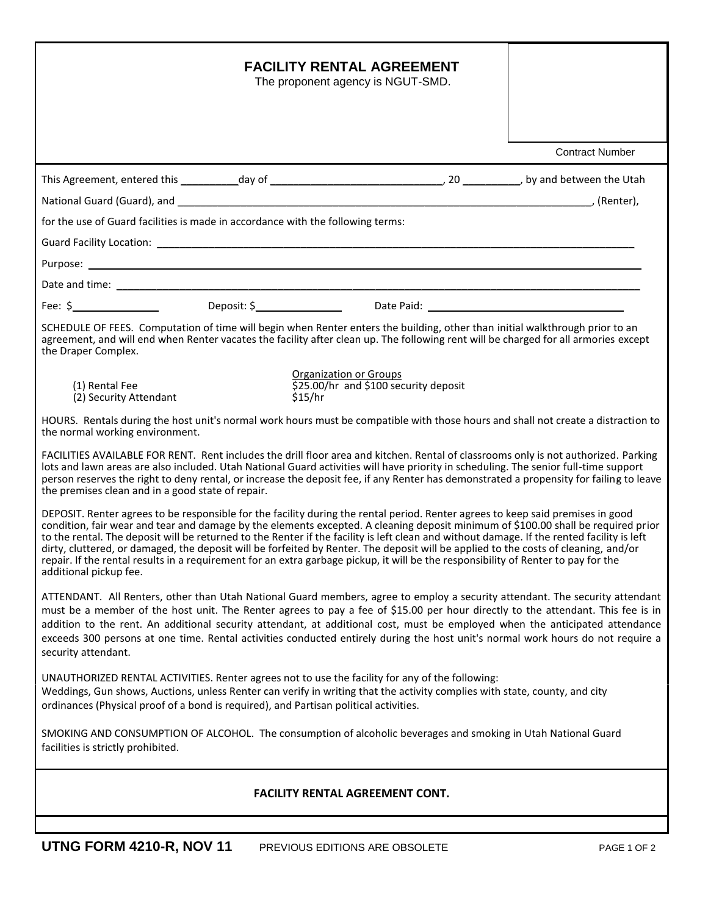# FACILITY RENTAL AGREEMENT

The proponent agency is NGUT-SMD.

Contract Number

This Agreement, entered this __________day of ______________________________, 20 __________, by and between the Utah National Guard (Guard), and ______________________________________________________________________, (Renter), for the use of Guard facilities is made in accordance with the following terms:

Guard Facility Location: ______________________________________________________________________

Purpose: ______________________________________________________________________

Date and time: ______________________________________________________________________

Fee: $_______________ Deposit: $_______________ Date Paid: ________________________________

SCHEDULE OF FEES. Computation of time will begin when Renter enters the building, other than initial walkthrough prior to an agreement, and will end when Renter vacates the facility after clean up. The following rent will be charged for all armories except the Draper Complex.

| | Organization or Groups |
|---|---|
| (1) Rental Fee | $25.00/hr and $100 security deposit |
| (2) Security Attendant | $15/hr |

HOURS. Rentals during the host unit's normal work hours must be compatible with those hours and shall not create a distraction to the normal working environment.

FACILITIES AVAILABLE FOR RENT. Rent includes the drill floor area and kitchen. Rental of classrooms only is not authorized. Parking lots and lawn areas are also included. Utah National Guard activities will have priority in scheduling. The senior full-time support person reserves the right to deny rental, or increase the deposit fee, if any Renter has demonstrated a propensity for failing to leave the premises clean and in a good state of repair.

DEPOSIT. Renter agrees to be responsible for the facility during the rental period. Renter agrees to keep said premises in good condition, fair wear and tear and damage by the elements excepted. A cleaning deposit minimum of $100.00 shall be required prior to the rental. The deposit will be returned to the Renter if the facility is left clean and without damage. If the rented facility is left dirty, cluttered, or damaged, the deposit will be forfeited by Renter. The deposit will be applied to the costs of cleaning, and/or repair. If the rental results in a requirement for an extra garbage pickup, it will be the responsibility of Renter to pay for the additional pickup fee.

ATTENDANT. All Renters, other than Utah National Guard members, agree to employ a security attendant. The security attendant must be a member of the host unit. The Renter agrees to pay a fee of $15.00 per hour directly to the attendant. This fee is in addition to the rent. An additional security attendant, at additional cost, must be employed when the anticipated attendance exceeds 300 persons at one time. Rental activities conducted entirely during the host unit's normal work hours do not require a security attendant.

UNAUTHORIZED RENTAL ACTIVITIES. Renter agrees not to use the facility for any of the following:
Weddings, Gun shows, Auctions, unless Renter can verify in writing that the activity complies with state, county, and city ordinances (Physical proof of a bond is required), and Partisan political activities.

SMOKING AND CONSUMPTION OF ALCOHOL. The consumption of alcoholic beverages and smoking in Utah National Guard facilities is strictly prohibited.

## FACILITY RENTAL AGREEMENT CONT.

UTNG FORM 4210-R, NOV 11 PREVIOUS EDITIONS ARE OBSOLETE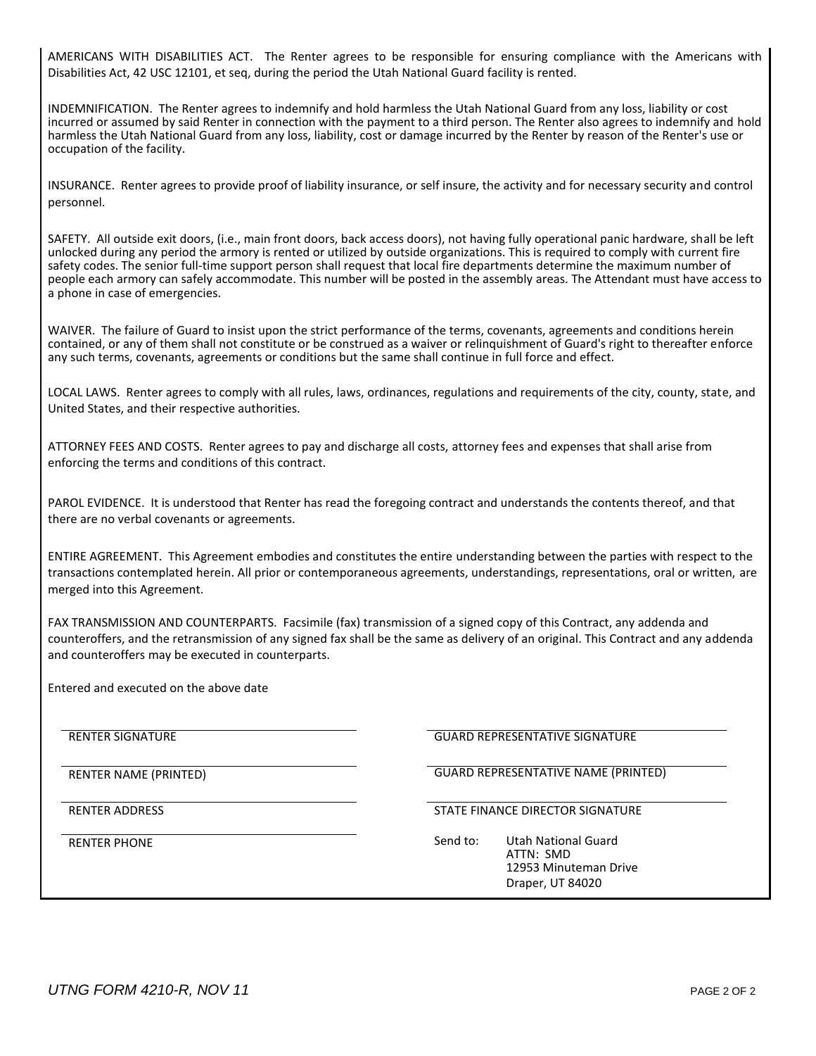AMERICANS WITH DISABILITIES ACT. The Renter agrees to be responsible for ensuring compliance with the Americans with Disabilities Act, 42 USC 12101, et seq, during the period the Utah National Guard facility is rented.

INDEMNIFICATION. The Renter agrees to indemnify and hold harmless the Utah National Guard from any loss, liability or cost incurred or assumed by said Renter in connection with the payment to a third person. The Renter also agrees to indemnify and hold harmless the Utah National Guard from any loss, liability, cost or damage incurred by the Renter by reason of the Renter's use or occupation of the facility.

INSURANCE. Renter agrees to provide proof of liability insurance, or self insure, the activity and for necessary security and control personnel.

SAFETY. All outside exit doors, (i.e., main front doors, back access doors), not having fully operational panic hardware, shall be left unlocked during any period the armory is rented or utilized by outside organizations. This is required to comply with current fire safety codes. The senior full-time support person shall request that local fire departments determine the maximum number of people each armory can safely accommodate. This number will be posted in the assembly areas. The Attendant must have access to a phone in case of emergencies.

WAIVER. The failure of Guard to insist upon the strict performance of the terms, covenants, agreements and conditions herein contained, or any of them shall not constitute or be construed as a waiver or relinquishment of Guard's right to thereafter enforce any such terms, covenants, agreements or conditions but the same shall continue in full force and effect.

LOCAL LAWS. Renter agrees to comply with all rules, laws, ordinances, regulations and requirements of the city, county, state, and United States, and their respective authorities.

ATTORNEY FEES AND COSTS. Renter agrees to pay and discharge all costs, attorney fees and expenses that shall arise from enforcing the terms and conditions of this contract.

PAROL EVIDENCE. It is understood that Renter has read the foregoing contract and understands the contents thereof, and that there are no verbal covenants or agreements.

ENTIRE AGREEMENT. This Agreement embodies and constitutes the entire understanding between the parties with respect to the transactions contemplated herein. All prior or contemporaneous agreements, understandings, representations, oral or written, are merged into this Agreement.

FAX TRANSMISSION AND COUNTERPARTS. Facsimile (fax) transmission of a signed copy of this Contract, any addenda and counteroffers, and the retransmission of any signed fax shall be the same as delivery of an original. This Contract and any addenda and counteroffers may be executed in counterparts.

Entered and executed on the above date

| | |
|---|---|
| RENTER SIGNATURE | GUARD REPRESENTATIVE SIGNATURE |
| RENTER NAME (PRINTED) | GUARD REPRESENTATIVE NAME (PRINTED) |
| RENTER ADDRESS | STATE FINANCE DIRECTOR SIGNATURE |
| RENTER PHONE | Send to: Utah National Guard<br>ATTN: SMD<br>12953 Minuteman Drive<br>Draper, UT 84020 |

*UTNG FORM 4210-R, NOV 11*